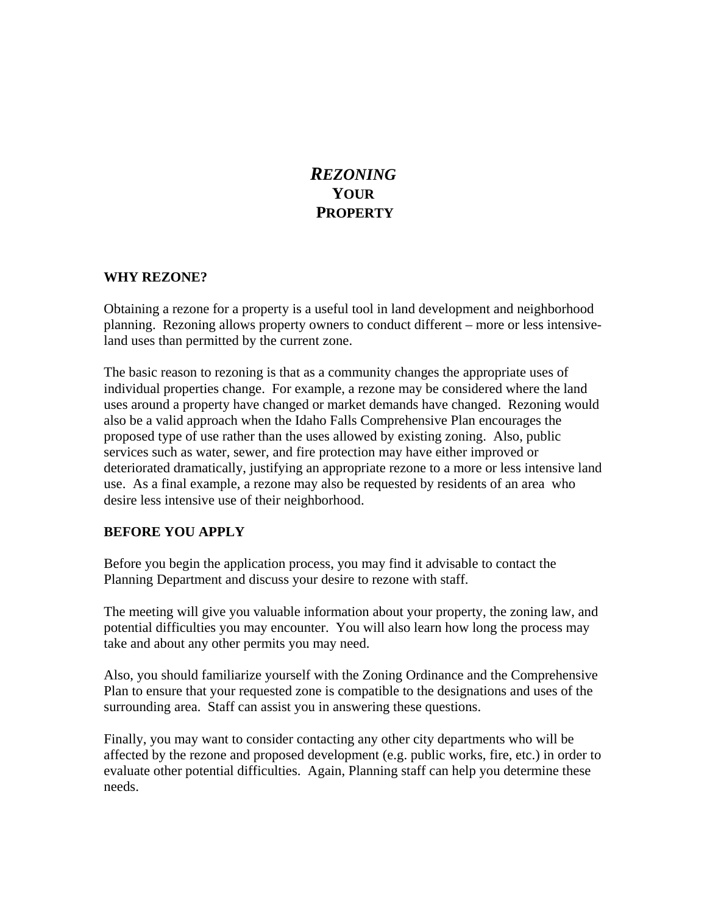# *REZONING* YOUR PROPERTY

## WHY REZONE?

Obtaining a rezone for a property is a useful tool in land development and neighborhood planning. Rezoning allows property owners to conduct different – more or less intensive-land uses than permitted by the current zone.

The basic reason to rezoning is that as a community changes the appropriate uses of individual properties change. For example, a rezone may be considered where the land uses around a property have changed or market demands have changed. Rezoning would also be a valid approach when the Idaho Falls Comprehensive Plan encourages the proposed type of use rather than the uses allowed by existing zoning. Also, public services such as water, sewer, and fire protection may have either improved or deteriorated dramatically, justifying an appropriate rezone to a more or less intensive land use. As a final example, a rezone may also be requested by residents of an area who desire less intensive use of their neighborhood.

## BEFORE YOU APPLY

Before you begin the application process, you may find it advisable to contact the Planning Department and discuss your desire to rezone with staff.

The meeting will give you valuable information about your property, the zoning law, and potential difficulties you may encounter. You will also learn how long the process may take and about any other permits you may need.

Also, you should familiarize yourself with the Zoning Ordinance and the Comprehensive Plan to ensure that your requested zone is compatible to the designations and uses of the surrounding area. Staff can assist you in answering these questions.

Finally, you may want to consider contacting any other city departments who will be affected by the rezone and proposed development (e.g. public works, fire, etc.) in order to evaluate other potential difficulties. Again, Planning staff can help you determine these needs.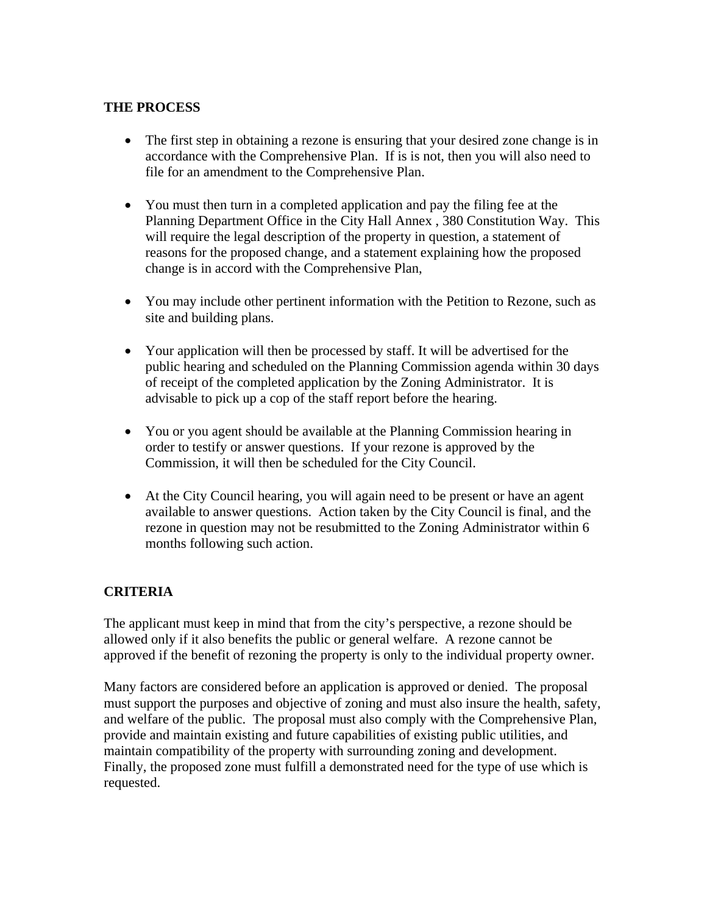**THE PROCESS**

- The first step in obtaining a rezone is ensuring that your desired zone change is in accordance with the Comprehensive Plan. If is is not, then you will also need to file for an amendment to the Comprehensive Plan.

- You must then turn in a completed application and pay the filing fee at the Planning Department Office in the City Hall Annex , 380 Constitution Way. This will require the legal description of the property in question, a statement of reasons for the proposed change, and a statement explaining how the proposed change is in accord with the Comprehensive Plan,

- You may include other pertinent information with the Petition to Rezone, such as site and building plans.

- Your application will then be processed by staff. It will be advertised for the public hearing and scheduled on the Planning Commission agenda within 30 days of receipt of the completed application by the Zoning Administrator. It is advisable to pick up a cop of the staff report before the hearing.

- You or you agent should be available at the Planning Commission hearing in order to testify or answer questions. If your rezone is approved by the Commission, it will then be scheduled for the City Council.

- At the City Council hearing, you will again need to be present or have an agent available to answer questions. Action taken by the City Council is final, and the rezone in question may not be resubmitted to the Zoning Administrator within 6 months following such action.

**CRITERIA**

The applicant must keep in mind that from the city's perspective, a rezone should be allowed only if it also benefits the public or general welfare. A rezone cannot be approved if the benefit of rezoning the property is only to the individual property owner.

Many factors are considered before an application is approved or denied. The proposal must support the purposes and objective of zoning and must also insure the health, safety, and welfare of the public. The proposal must also comply with the Comprehensive Plan, provide and maintain existing and future capabilities of existing public utilities, and maintain compatibility of the property with surrounding zoning and development. Finally, the proposed zone must fulfill a demonstrated need for the type of use which is requested.